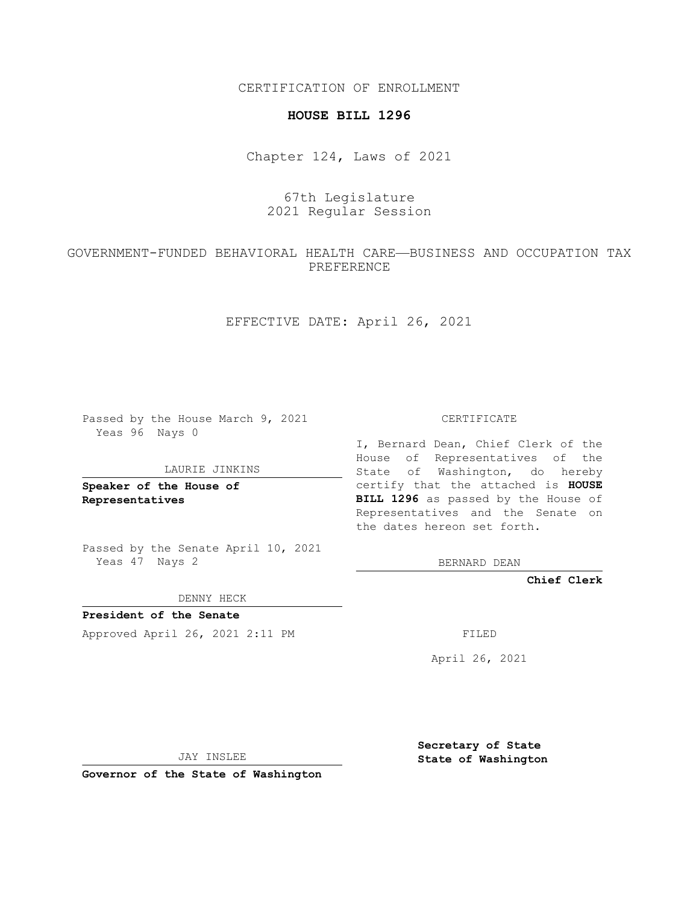CERTIFICATION OF ENROLLMENT

# HOUSE BILL 1296

Chapter 124, Laws of 2021

67th Legislature
2021 Regular Session

GOVERNMENT-FUNDED BEHAVIORAL HEALTH CARE—BUSINESS AND OCCUPATION TAX PREFERENCE

EFFECTIVE DATE: April 26, 2021

Passed by the House March 9, 2021
Yeas 96 Nays 0

LAURIE JINKINS

**Speaker of the House of Representatives**

Passed by the Senate April 10, 2021
Yeas 47 Nays 2

DENNY HECK

**President of the Senate**

Approved April 26, 2021 2:11 PM

JAY INSLEE

**Governor of the State of Washington**

CERTIFICATE

I, Bernard Dean, Chief Clerk of the House of Representatives of the State of Washington, do hereby certify that the attached is **HOUSE BILL 1296** as passed by the House of Representatives and the Senate on the dates hereon set forth.

BERNARD DEAN

**Chief Clerk**

FILED

April 26, 2021

**Secretary of State**
**State of Washington**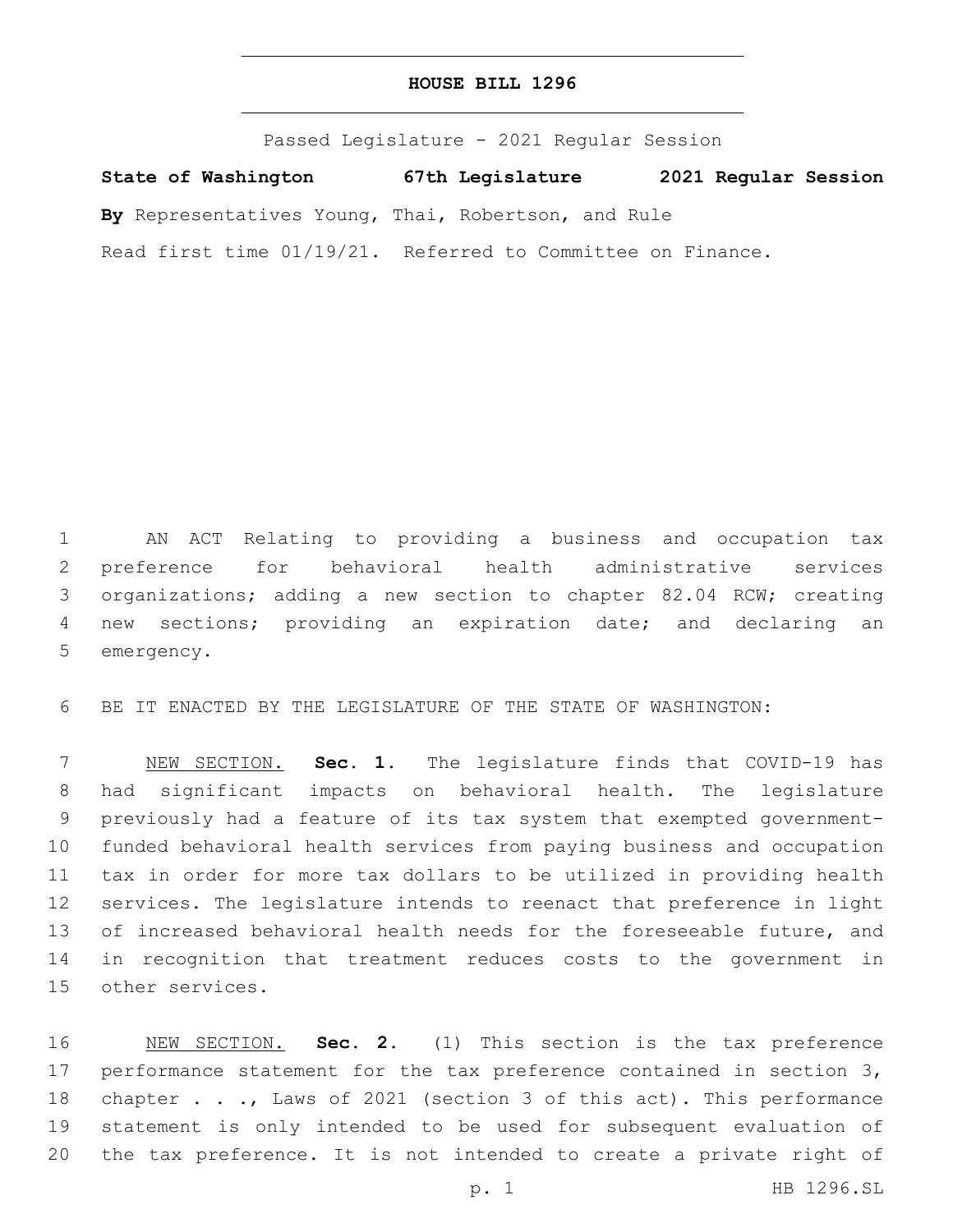# HOUSE BILL 1296

Passed Legislature - 2021 Regular Session

**State of Washington 67th Legislature 2021 Regular Session**

**By** Representatives Young, Thai, Robertson, and Rule

Read first time 01/19/21. Referred to Committee on Finance.

AN ACT Relating to providing a business and occupation tax preference for behavioral health administrative services organizations; adding a new section to chapter 82.04 RCW; creating new sections; providing an expiration date; and declaring an emergency.

BE IT ENACTED BY THE LEGISLATURE OF THE STATE OF WASHINGTON:

NEW SECTION. **Sec. 1.** The legislature finds that COVID-19 has had significant impacts on behavioral health. The legislature previously had a feature of its tax system that exempted government-funded behavioral health services from paying business and occupation tax in order for more tax dollars to be utilized in providing health services. The legislature intends to reenact that preference in light of increased behavioral health needs for the foreseeable future, and in recognition that treatment reduces costs to the government in other services.

NEW SECTION. **Sec. 2.** (1) This section is the tax preference performance statement for the tax preference contained in section 3, chapter . . ., Laws of 2021 (section 3 of this act). This performance statement is only intended to be used for subsequent evaluation of the tax preference. It is not intended to create a private right of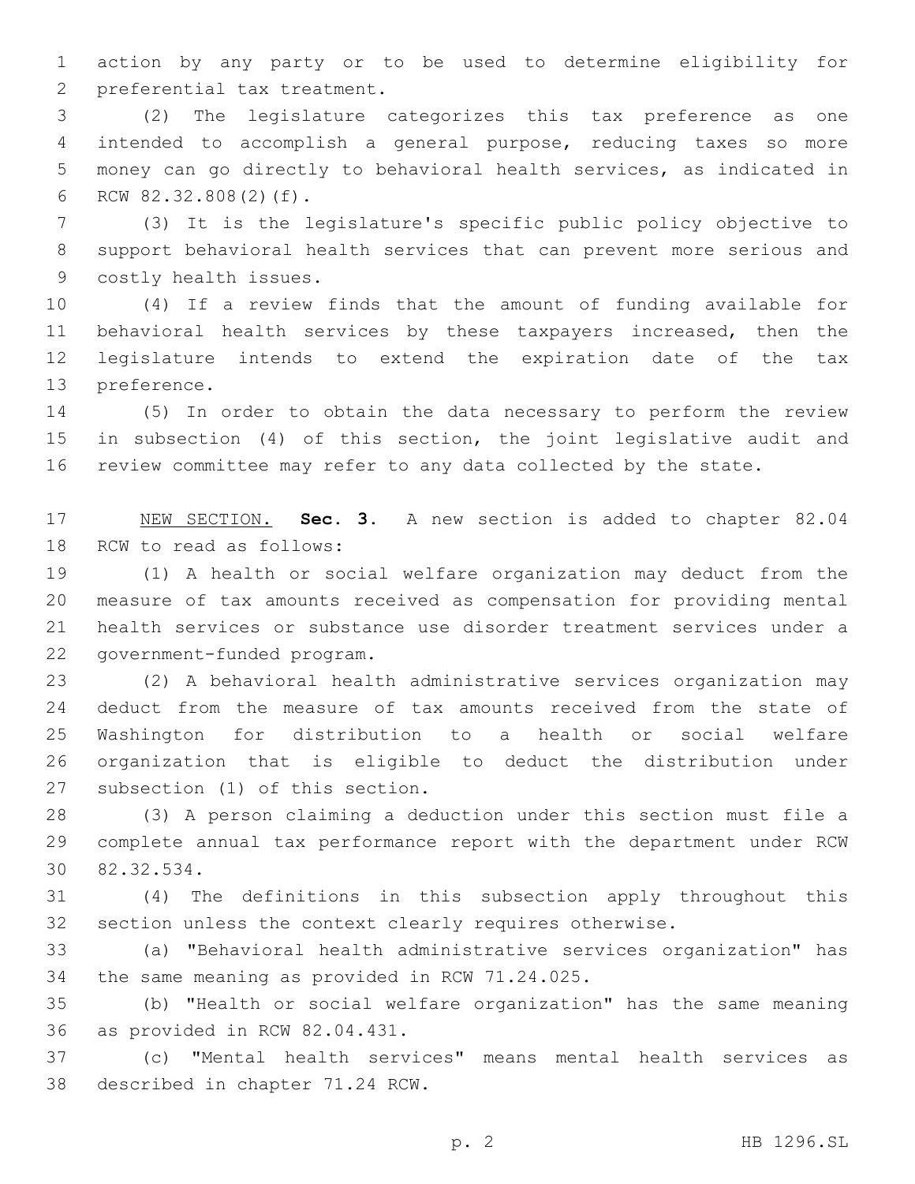action by any party or to be used to determine eligibility for preferential tax treatment.

(2) The legislature categorizes this tax preference as one intended to accomplish a general purpose, reducing taxes so more money can go directly to behavioral health services, as indicated in RCW 82.32.808(2)(f).

(3) It is the legislature's specific public policy objective to support behavioral health services that can prevent more serious and costly health issues.

(4) If a review finds that the amount of funding available for behavioral health services by these taxpayers increased, then the legislature intends to extend the expiration date of the tax preference.

(5) In order to obtain the data necessary to perform the review in subsection (4) of this section, the joint legislative audit and review committee may refer to any data collected by the state.

NEW SECTION. **Sec. 3.** A new section is added to chapter 82.04 RCW to read as follows:

(1) A health or social welfare organization may deduct from the measure of tax amounts received as compensation for providing mental health services or substance use disorder treatment services under a government-funded program.

(2) A behavioral health administrative services organization may deduct from the measure of tax amounts received from the state of Washington for distribution to a health or social welfare organization that is eligible to deduct the distribution under subsection (1) of this section.

(3) A person claiming a deduction under this section must file a complete annual tax performance report with the department under RCW 82.32.534.

(4) The definitions in this subsection apply throughout this section unless the context clearly requires otherwise.

(a) "Behavioral health administrative services organization" has the same meaning as provided in RCW 71.24.025.

(b) "Health or social welfare organization" has the same meaning as provided in RCW 82.04.431.

(c) "Mental health services" means mental health services as described in chapter 71.24 RCW.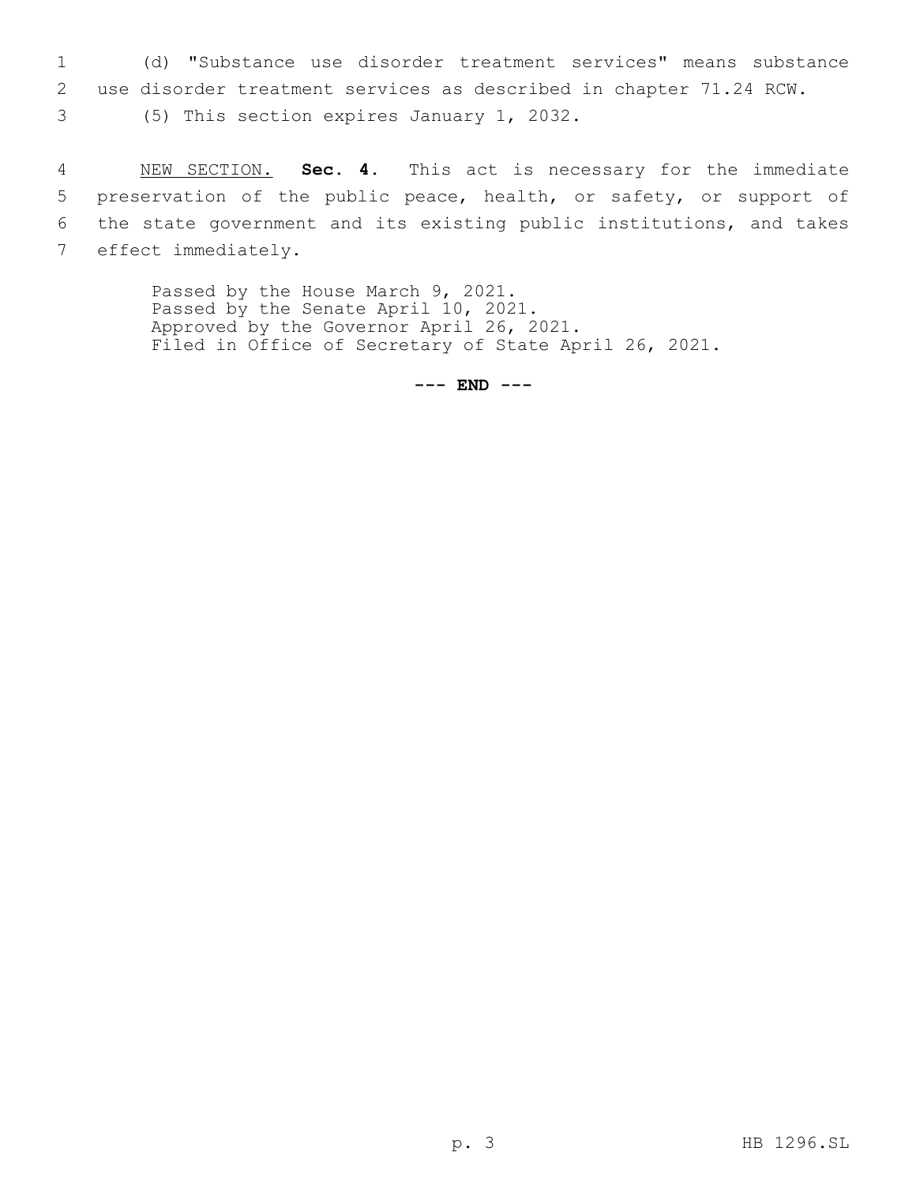(d) "Substance use disorder treatment services" means substance use disorder treatment services as described in chapter 71.24 RCW.

(5) This section expires January 1, 2032.

NEW SECTION. **Sec. 4.** This act is necessary for the immediate preservation of the public peace, health, or safety, or support of the state government and its existing public institutions, and takes effect immediately.

Passed by the House March 9, 2021.
Passed by the Senate April 10, 2021.
Approved by the Governor April 26, 2021.
Filed in Office of Secretary of State April 26, 2021.

**--- END ---**